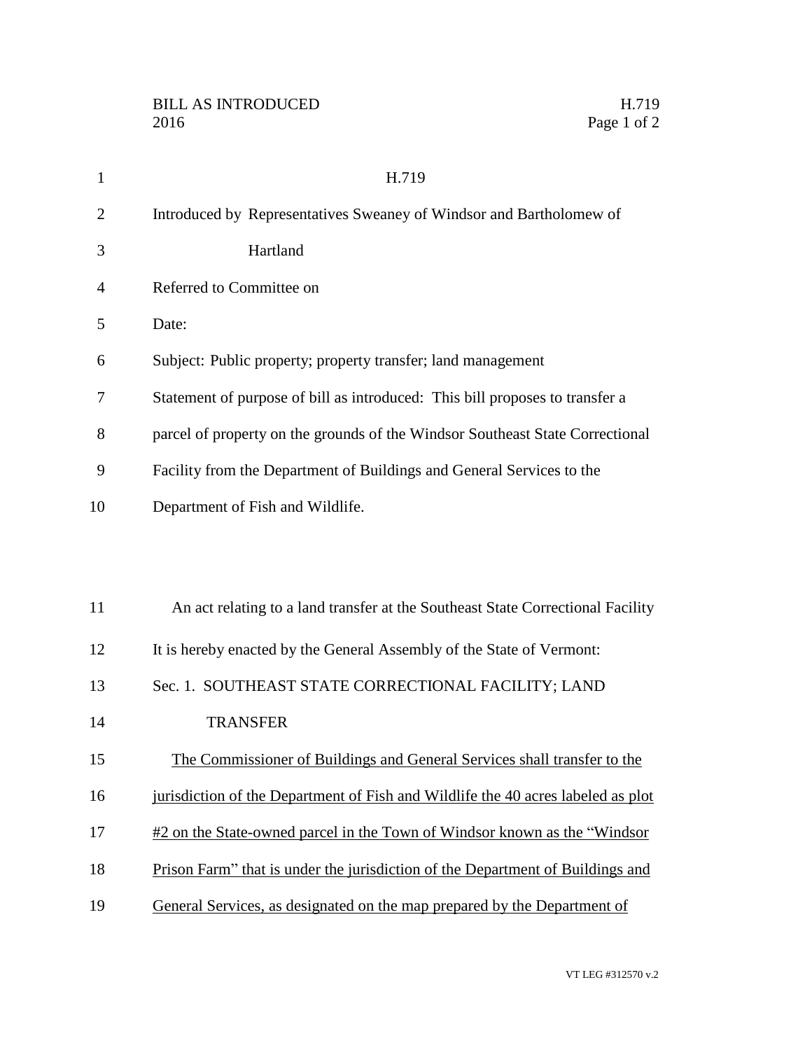BILL AS INTRODUCED
2016

H.719

# H.719

Introduced by Representatives Sweaney of Windsor and Bartholomew of Hartland

Referred to Committee on

Date:

Subject: Public property; property transfer; land management

Statement of purpose of bill as introduced: This bill proposes to transfer a parcel of property on the grounds of the Windsor Southeast State Correctional Facility from the Department of Buildings and General Services to the Department of Fish and Wildlife.

An act relating to a land transfer at the Southeast State Correctional Facility

It is hereby enacted by the General Assembly of the State of Vermont:

Sec. 1. SOUTHEAST STATE CORRECTIONAL FACILITY; LAND TRANSFER

The Commissioner of Buildings and General Services shall transfer to the jurisdiction of the Department of Fish and Wildlife the 40 acres labeled as plot #2 on the State-owned parcel in the Town of Windsor known as the "Windsor Prison Farm" that is under the jurisdiction of the Department of Buildings and General Services, as designated on the map prepared by the Department of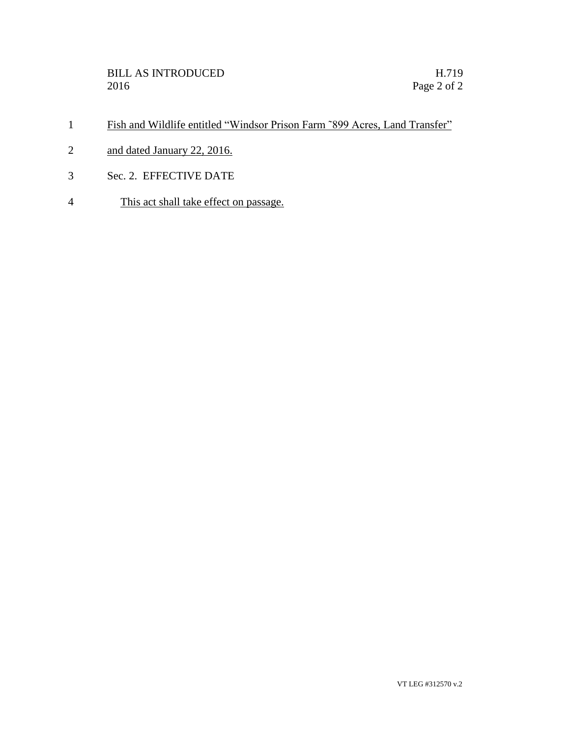Fish and Wildlife entitled "Windsor Prison Farm ˜899 Acres, Land Transfer" and dated January 22, 2016.

Sec. 2. EFFECTIVE DATE

This act shall take effect on passage.